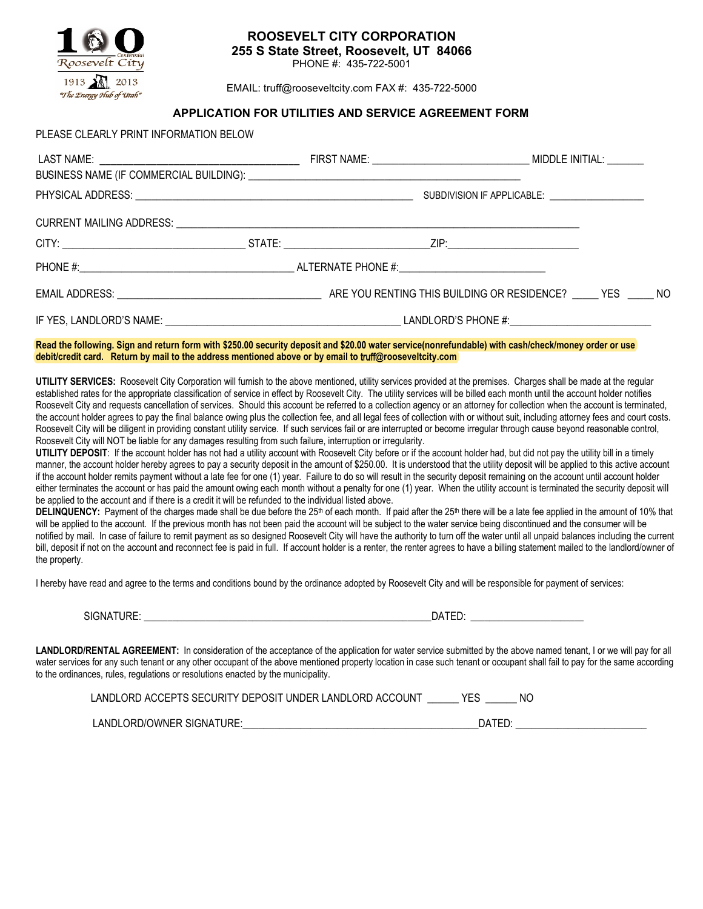# ROOSEVELT CITY CORPORATION

## 255 S State Street, Roosevelt, UT 84066

PHONE #: 435-722-5001

EMAIL: truff@rooseveltcity.com FAX #: 435-722-5000

### APPLICATION FOR UTILITIES AND SERVICE AGREEMENT FORM

PLEASE CLEARLY PRINT INFORMATION BELOW

LAST NAME: ___________________________ FIRST NAME: ___________________________ MIDDLE INITIAL: _______

BUSINESS NAME (IF COMMERCIAL BUILDING): ___________________________________________

PHYSICAL ADDRESS: ___________________________________________ SUBDIVISION IF APPLICABLE: __________________

CURRENT MAILING ADDRESS: ___________________________________________________________

CITY: ___________________________ STATE: ______________________ ZIP: ______________________

PHONE #: ___________________________________ ALTERNATE PHONE #: ___________________________

EMAIL ADDRESS: ___________________________________ ARE YOU RENTING THIS BUILDING OR RESIDENCE? _____ YES _____ NO

IF YES, LANDLORD'S NAME: ___________________________________________ LANDLORD'S PHONE #: ___________________________

**Read the following. Sign and return form with $250.00 security deposit and $20.00 water service(nonrefundable) with cash/check/money order or use debit/credit card. Return by mail to the address mentioned above or by email to truff@rooseveltcity.com**

**UTILITY SERVICES:** Roosevelt City Corporation will furnish to the above mentioned, utility services provided at the premises. Charges shall be made at the regular established rates for the appropriate classification of service in effect by Roosevelt City. The utility services will be billed each month until the account holder notifies Roosevelt City and requests cancellation of services. Should this account be referred to a collection agency or an attorney for collection when the account is terminated, the account holder agrees to pay the final balance owing plus the collection fee, and all legal fees of collection with or without suit, including attorney fees and court costs. Roosevelt City will be diligent in providing constant utility service. If such services fail or are interrupted or become irregular through cause beyond reasonable control, Roosevelt City will NOT be liable for any damages resulting from such failure, interruption or irregularity.

**UTILITY DEPOSIT**: If the account holder has not had a utility account with Roosevelt City before or if the account holder had, but did not pay the utility bill in a timely manner, the account holder hereby agrees to pay a security deposit in the amount of $250.00. It is understood that the utility deposit will be applied to this active account if the account holder remits payment without a late fee for one (1) year. Failure to do so will result in the security deposit remaining on the account until account holder either terminates the account or has paid the amount owing each month without a penalty for one (1) year. When the utility account is terminated the security deposit will be applied to the account and if there is a credit it will be refunded to the individual listed above.

**DELINQUENCY:** Payment of the charges made shall be due before the 25th of each month. If paid after the 25th there will be a late fee applied in the amount of 10% that will be applied to the account. If the previous month has not been paid the account will be subject to the water service being discontinued and the consumer will be notified by mail. In case of failure to remit payment as so designed Roosevelt City will have the authority to turn off the water until all unpaid balances including the current bill, deposit if not on the account and reconnect fee is paid in full. If account holder is a renter, the renter agrees to have a billing statement mailed to the landlord/owner of the property.

I hereby have read and agree to the terms and conditions bound by the ordinance adopted by Roosevelt City and will be responsible for payment of services:

SIGNATURE: _______________________________________________ DATED: ____________________

**LANDLORD/RENTAL AGREEMENT:** In consideration of the acceptance of the application for water service submitted by the above named tenant, I or we will pay for all water services for any such tenant or any other occupant of the above mentioned property location in case such tenant or occupant shall fail to pay for the same according to the ordinances, rules, regulations or resolutions enacted by the municipality.

LANDLORD ACCEPTS SECURITY DEPOSIT UNDER LANDLORD ACCOUNT ______ YES ______ NO

LANDLORD/OWNER SIGNATURE: ___________________________________________ DATED: ______________________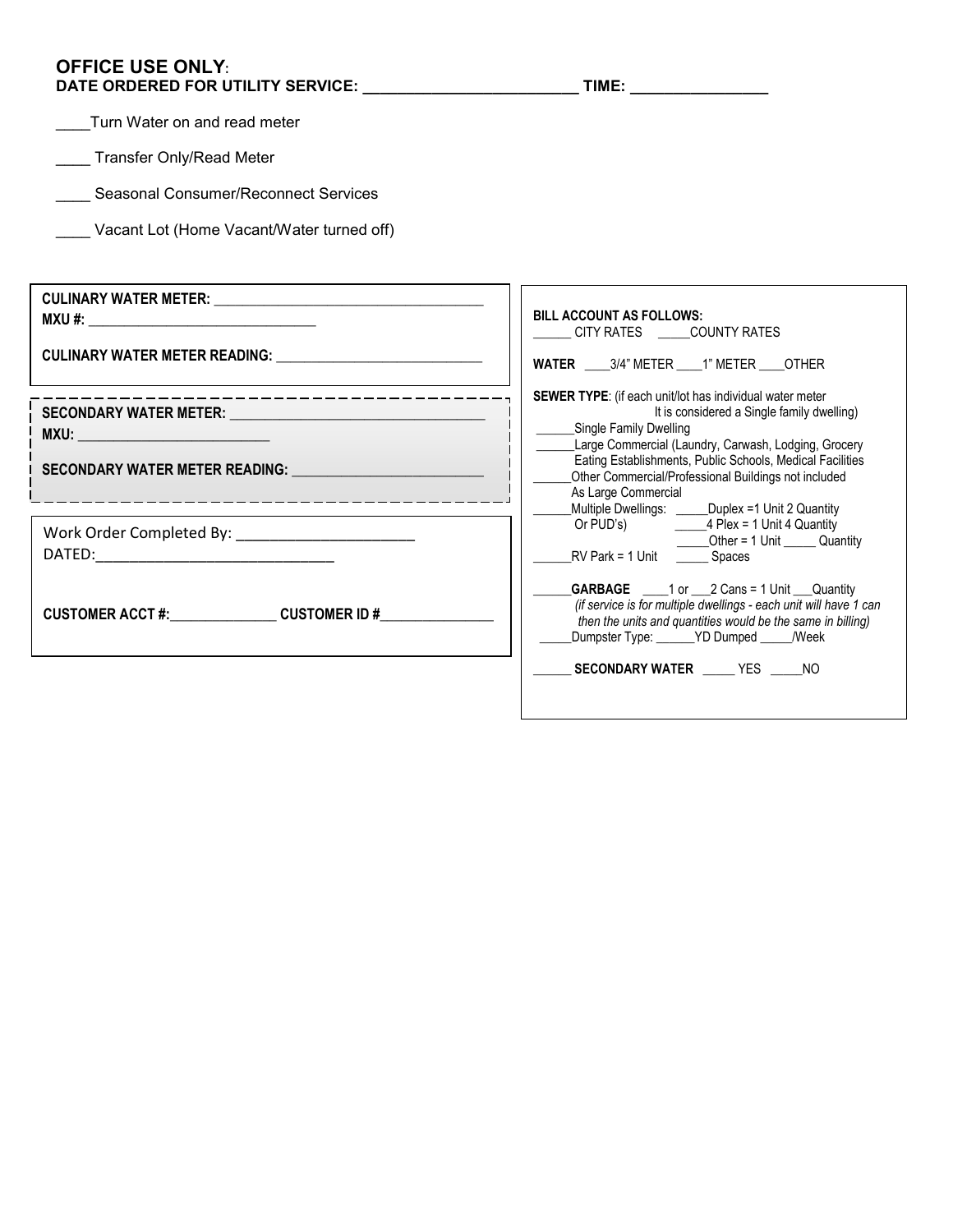## OFFICE USE ONLY:

**DATE ORDERED FOR UTILITY SERVICE: ________________________ TIME: ________________**

____Turn Water on and read meter

____ Transfer Only/Read Meter

____ Seasonal Consumer/Reconnect Services

____ Vacant Lot (Home Vacant/Water turned off)

**CULINARY WATER METER:** ___________________________________
**MXU #:** ______________________________

**CULINARY WATER METER READING:** ___________________________

**SECONDARY WATER METER:** ________________________________
**MXU:** _________________________

**SECONDARY WATER METER READING:** ________________________

Work Order Completed By: ______________________
DATED:______________________________

**CUSTOMER ACCT #:**_______________ **CUSTOMER ID #**_______________

**BILL ACCOUNT AS FOLLOWS:**
______ CITY RATES _____COUNTY RATES

**WATER** ____3/4" METER ____1" METER ____OTHER

**SEWER TYPE**: (if each unit/lot has individual water meter It is considered a Single family dwelling)

______Single Family Dwelling
______Large Commercial (Laundry, Carwash, Lodging, Grocery Eating Establishments, Public Schools, Medical Facilities
______Other Commercial/Professional Buildings not included As Large Commercial
______Multiple Dwellings: _____Duplex =1 Unit 2 Quantity
Or PUD's) _____4 Plex = 1 Unit 4 Quantity
_____Other = 1 Unit _____ Quantity
______RV Park = 1 Unit _____ Spaces

______**GARBAGE** ____1 or ___2 Cans = 1 Unit ___Quantity
*(if service is for multiple dwellings - each unit will have 1 can then the units and quantities would be the same in billing)*
_____Dumpster Type: ______YD Dumped _____/Week

______ **SECONDARY WATER** _____ YES _____NO